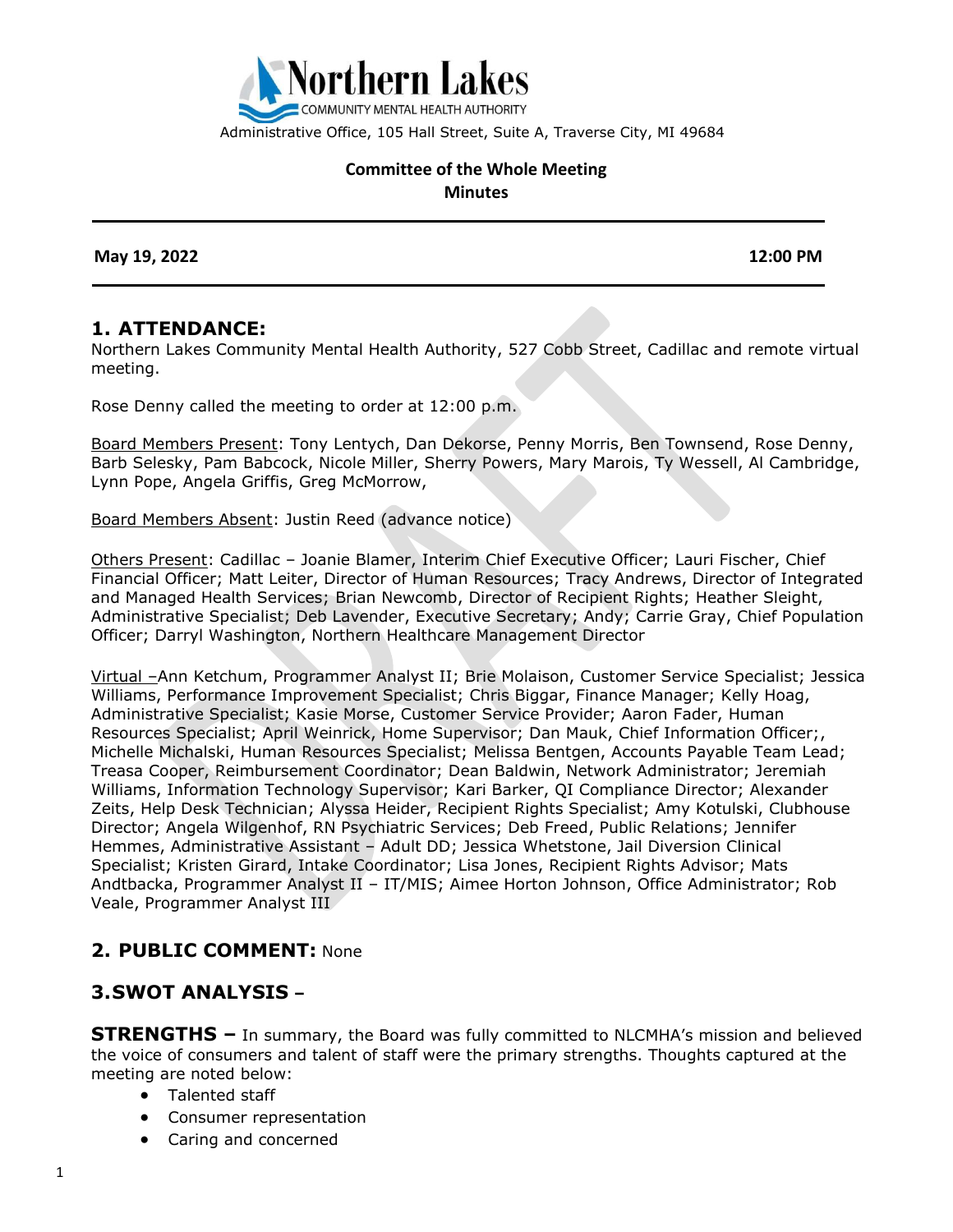Northern Lakes

COMMUNITY MENTAL HEALTH AUTHORITY

Administrative Office, 105 Hall Street, Suite A, Traverse City, MI 49684

**Committee of the Whole Meeting**
**Minutes**

**May 19, 2022** **12:00 PM**

## 1. ATTENDANCE:

Northern Lakes Community Mental Health Authority, 527 Cobb Street, Cadillac and remote virtual meeting.

Rose Denny called the meeting to order at 12:00 p.m.

Board Members Present: Tony Lentych, Dan Dekorse, Penny Morris, Ben Townsend, Rose Denny, Barb Selesky, Pam Babcock, Nicole Miller, Sherry Powers, Mary Marois, Ty Wessell, Al Cambridge, Lynn Pope, Angela Griffis, Greg McMorrow,

Board Members Absent: Justin Reed (advance notice)

Others Present: Cadillac – Joanie Blamer, Interim Chief Executive Officer; Lauri Fischer, Chief Financial Officer; Matt Leiter, Director of Human Resources; Tracy Andrews, Director of Integrated and Managed Health Services; Brian Newcomb, Director of Recipient Rights; Heather Sleight, Administrative Specialist; Deb Lavender, Executive Secretary; Andy; Carrie Gray, Chief Population Officer; Darryl Washington, Northern Healthcare Management Director

Virtual –Ann Ketchum, Programmer Analyst II; Brie Molaison, Customer Service Specialist; Jessica Williams, Performance Improvement Specialist; Chris Biggar, Finance Manager; Kelly Hoag, Administrative Specialist; Kasie Morse, Customer Service Provider; Aaron Fader, Human Resources Specialist; April Weinrick, Home Supervisor; Dan Mauk, Chief Information Officer;, Michelle Michalski, Human Resources Specialist; Melissa Bentgen, Accounts Payable Team Lead; Treasa Cooper, Reimbursement Coordinator; Dean Baldwin, Network Administrator; Jeremiah Williams, Information Technology Supervisor; Kari Barker, QI Compliance Director; Alexander Zeits, Help Desk Technician; Alyssa Heider, Recipient Rights Specialist; Amy Kotulski, Clubhouse Director; Angela Wilgenhof, RN Psychiatric Services; Deb Freed, Public Relations; Jennifer Hemmes, Administrative Assistant – Adult DD; Jessica Whetstone, Jail Diversion Clinical Specialist; Kristen Girard, Intake Coordinator; Lisa Jones, Recipient Rights Advisor; Mats Andtbacka, Programmer Analyst II – IT/MIS; Aimee Horton Johnson, Office Administrator; Rob Veale, Programmer Analyst III

## 2. PUBLIC COMMENT: None

## 3.SWOT ANALYSIS –

**STRENGTHS –** In summary, the Board was fully committed to NLCMHA's mission and believed the voice of consumers and talent of staff were the primary strengths. Thoughts captured at the meeting are noted below:

- Talented staff
- Consumer representation
- Caring and concerned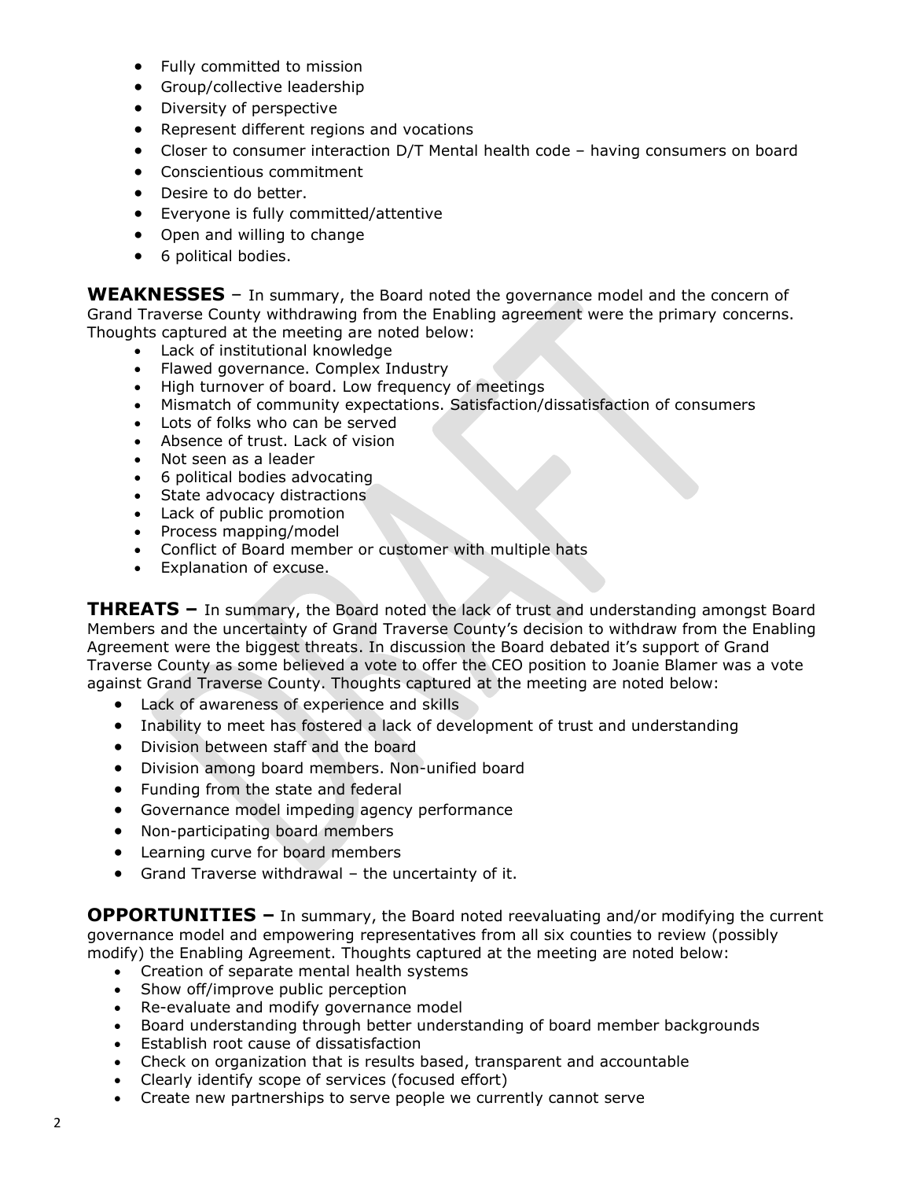- Fully committed to mission
- Group/collective leadership
- Diversity of perspective
- Represent different regions and vocations
- Closer to consumer interaction D/T Mental health code – having consumers on board
- Conscientious commitment
- Desire to do better.
- Everyone is fully committed/attentive
- Open and willing to change
- 6 political bodies.

**WEAKNESSES** – In summary, the Board noted the governance model and the concern of Grand Traverse County withdrawing from the Enabling agreement were the primary concerns. Thoughts captured at the meeting are noted below:

- Lack of institutional knowledge
- Flawed governance. Complex Industry
- High turnover of board. Low frequency of meetings
- Mismatch of community expectations. Satisfaction/dissatisfaction of consumers
- Lots of folks who can be served
- Absence of trust. Lack of vision
- Not seen as a leader
- 6 political bodies advocating
- State advocacy distractions
- Lack of public promotion
- Process mapping/model
- Conflict of Board member or customer with multiple hats
- Explanation of excuse.

**THREATS –** In summary, the Board noted the lack of trust and understanding amongst Board Members and the uncertainty of Grand Traverse County's decision to withdraw from the Enabling Agreement were the biggest threats. In discussion the Board debated it's support of Grand Traverse County as some believed a vote to offer the CEO position to Joanie Blamer was a vote against Grand Traverse County. Thoughts captured at the meeting are noted below:

- Lack of awareness of experience and skills
- Inability to meet has fostered a lack of development of trust and understanding
- Division between staff and the board
- Division among board members. Non-unified board
- Funding from the state and federal
- Governance model impeding agency performance
- Non-participating board members
- Learning curve for board members
- Grand Traverse withdrawal – the uncertainty of it.

**OPPORTUNITIES –** In summary, the Board noted reevaluating and/or modifying the current governance model and empowering representatives from all six counties to review (possibly modify) the Enabling Agreement. Thoughts captured at the meeting are noted below:

- Creation of separate mental health systems
- Show off/improve public perception
- Re-evaluate and modify governance model
- Board understanding through better understanding of board member backgrounds
- Establish root cause of dissatisfaction
- Check on organization that is results based, transparent and accountable
- Clearly identify scope of services (focused effort)
- Create new partnerships to serve people we currently cannot serve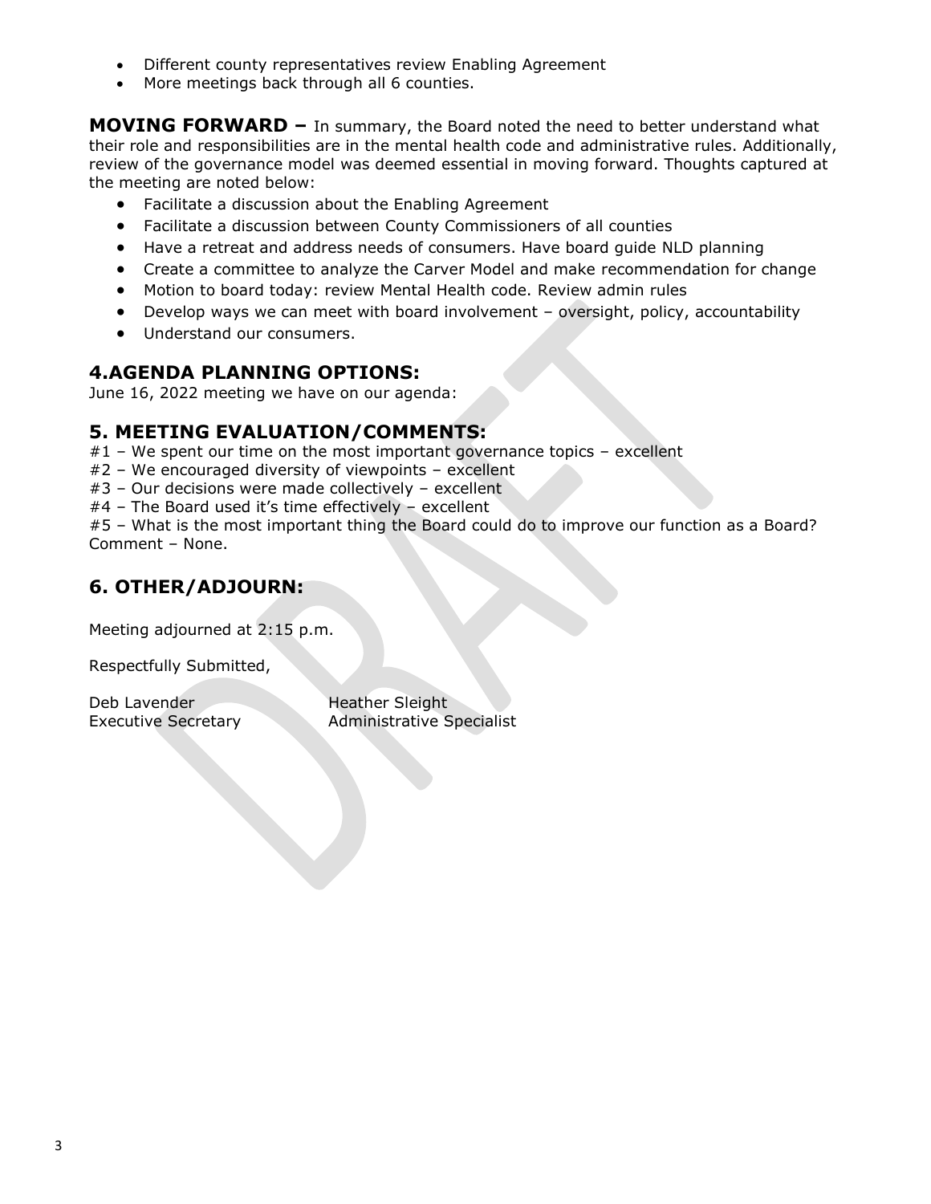- Different county representatives review Enabling Agreement
- More meetings back through all 6 counties.

**MOVING FORWARD –** In summary, the Board noted the need to better understand what their role and responsibilities are in the mental health code and administrative rules. Additionally, review of the governance model was deemed essential in moving forward. Thoughts captured at the meeting are noted below:

- Facilitate a discussion about the Enabling Agreement
- Facilitate a discussion between County Commissioners of all counties
- Have a retreat and address needs of consumers. Have board guide NLD planning
- Create a committee to analyze the Carver Model and make recommendation for change
- Motion to board today: review Mental Health code. Review admin rules
- Develop ways we can meet with board involvement – oversight, policy, accountability
- Understand our consumers.

## 4.AGENDA PLANNING OPTIONS:

June 16, 2022 meeting we have on our agenda:

## 5. MEETING EVALUATION/COMMENTS:

#1 – We spent our time on the most important governance topics – excellent
#2 – We encouraged diversity of viewpoints – excellent
#3 – Our decisions were made collectively – excellent
#4 – The Board used it's time effectively – excellent
#5 – What is the most important thing the Board could do to improve our function as a Board? Comment – None.

## 6. OTHER/ADJOURN:

Meeting adjourned at 2:15 p.m.

Respectfully Submitted,

Deb Lavender
Executive Secretary

Heather Sleight
Administrative Specialist